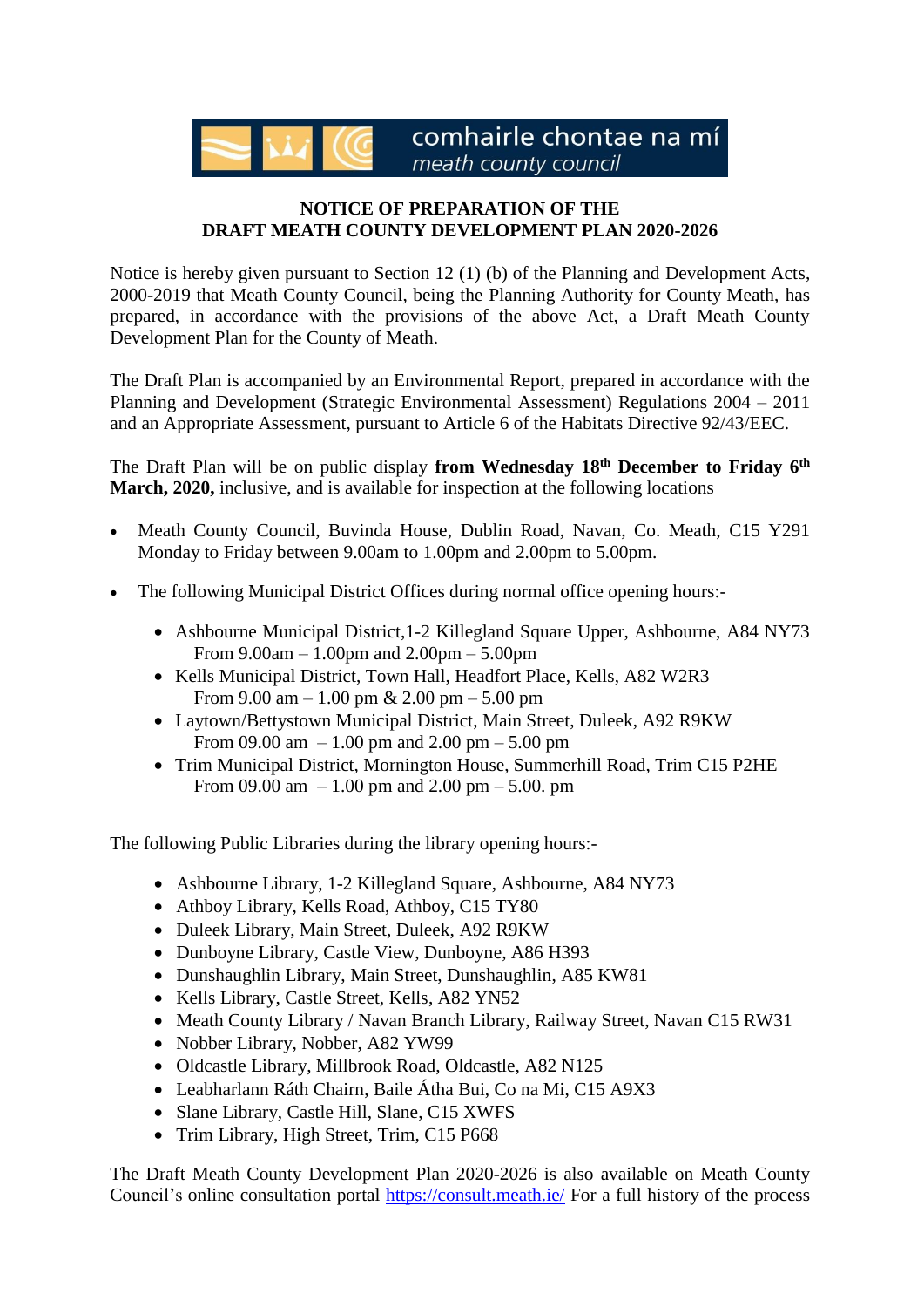comhairle chontae na mí
*meath county council*

**NOTICE OF PREPARATION OF THE**
**DRAFT MEATH COUNTY DEVELOPMENT PLAN 2020-2026**

Notice is hereby given pursuant to Section 12 (1) (b) of the Planning and Development Acts, 2000-2019 that Meath County Council, being the Planning Authority for County Meath, has prepared, in accordance with the provisions of the above Act, a Draft Meath County Development Plan for the County of Meath.

The Draft Plan is accompanied by an Environmental Report, prepared in accordance with the Planning and Development (Strategic Environmental Assessment) Regulations 2004 – 2011 and an Appropriate Assessment, pursuant to Article 6 of the Habitats Directive 92/43/EEC.

The Draft Plan will be on public display **from Wednesday 18th December to Friday 6th March, 2020,** inclusive, and is available for inspection at the following locations

- Meath County Council, Buvinda House, Dublin Road, Navan, Co. Meath, C15 Y291 Monday to Friday between 9.00am to 1.00pm and 2.00pm to 5.00pm.
- The following Municipal District Offices during normal office opening hours:-
  - Ashbourne Municipal District,1-2 Killegland Square Upper, Ashbourne, A84 NY73 From 9.00am – 1.00pm and 2.00pm – 5.00pm
  - Kells Municipal District, Town Hall, Headfort Place, Kells, A82 W2R3 From 9.00 am – 1.00 pm & 2.00 pm – 5.00 pm
  - Laytown/Bettystown Municipal District, Main Street, Duleek, A92 R9KW From 09.00 am – 1.00 pm and 2.00 pm – 5.00 pm
  - Trim Municipal District, Mornington House, Summerhill Road, Trim C15 P2HE From 09.00 am – 1.00 pm and 2.00 pm – 5.00. pm

The following Public Libraries during the library opening hours:-

- Ashbourne Library, 1-2 Killegland Square, Ashbourne, A84 NY73
- Athboy Library, Kells Road, Athboy, C15 TY80
- Duleek Library, Main Street, Duleek, A92 R9KW
- Dunboyne Library, Castle View, Dunboyne, A86 H393
- Dunshaughlin Library, Main Street, Dunshaughlin, A85 KW81
- Kells Library, Castle Street, Kells, A82 YN52
- Meath County Library / Navan Branch Library, Railway Street, Navan C15 RW31
- Nobber Library, Nobber, A82 YW99
- Oldcastle Library, Millbrook Road, Oldcastle, A82 N125
- Leabharlann Ráth Chairn, Baile Átha Bui, Co na Mi, C15 A9X3
- Slane Library, Castle Hill, Slane, C15 XWFS
- Trim Library, High Street, Trim, C15 P668

The Draft Meath County Development Plan 2020-2026 is also available on Meath County Council's online consultation portal https://consult.meath.ie/ For a full history of the process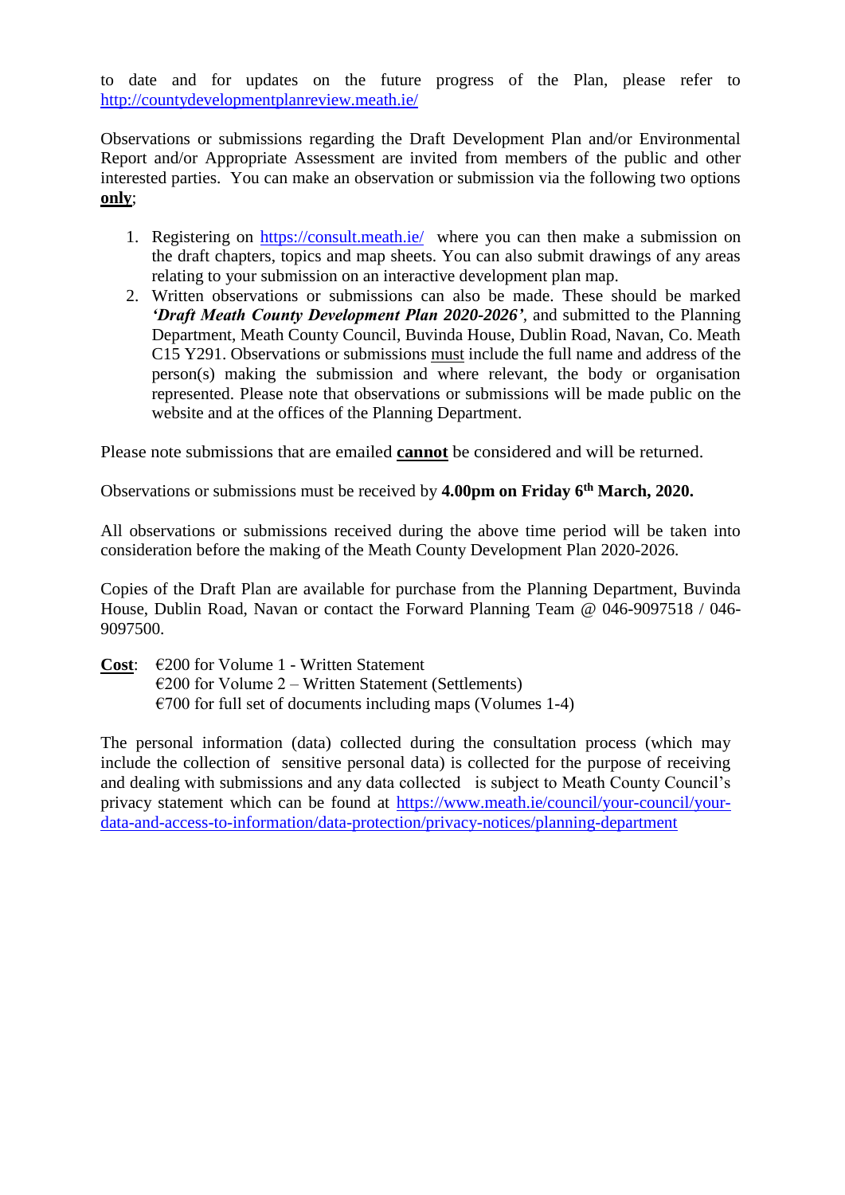to date and for updates on the future progress of the Plan, please refer to http://countydevelopmentplanreview.meath.ie/

Observations or submissions regarding the Draft Development Plan and/or Environmental Report and/or Appropriate Assessment are invited from members of the public and other interested parties. You can make an observation or submission via the following two options **only**;

1. Registering on https://consult.meath.ie/ where you can then make a submission on the draft chapters, topics and map sheets. You can also submit drawings of any areas relating to your submission on an interactive development plan map.
2. Written observations or submissions can also be made. These should be marked ***'Draft Meath County Development Plan 2020-2026'***, and submitted to the Planning Department, Meath County Council, Buvinda House, Dublin Road, Navan, Co. Meath C15 Y291. Observations or submissions must include the full name and address of the person(s) making the submission and where relevant, the body or organisation represented. Please note that observations or submissions will be made public on the website and at the offices of the Planning Department.

Please note submissions that are emailed **cannot** be considered and will be returned.

Observations or submissions must be received by **4.00pm on Friday 6th March, 2020.**

All observations or submissions received during the above time period will be taken into consideration before the making of the Meath County Development Plan 2020-2026.

Copies of the Draft Plan are available for purchase from the Planning Department, Buvinda House, Dublin Road, Navan or contact the Forward Planning Team @ 046-9097518 / 046-9097500.

**Cost**: €200 for Volume 1 - Written Statement
€200 for Volume 2 – Written Statement (Settlements)
€700 for full set of documents including maps (Volumes 1-4)

The personal information (data) collected during the consultation process (which may include the collection of sensitive personal data) is collected for the purpose of receiving and dealing with submissions and any data collected is subject to Meath County Council's privacy statement which can be found at https://www.meath.ie/council/your-council/your-data-and-access-to-information/data-protection/privacy-notices/planning-department